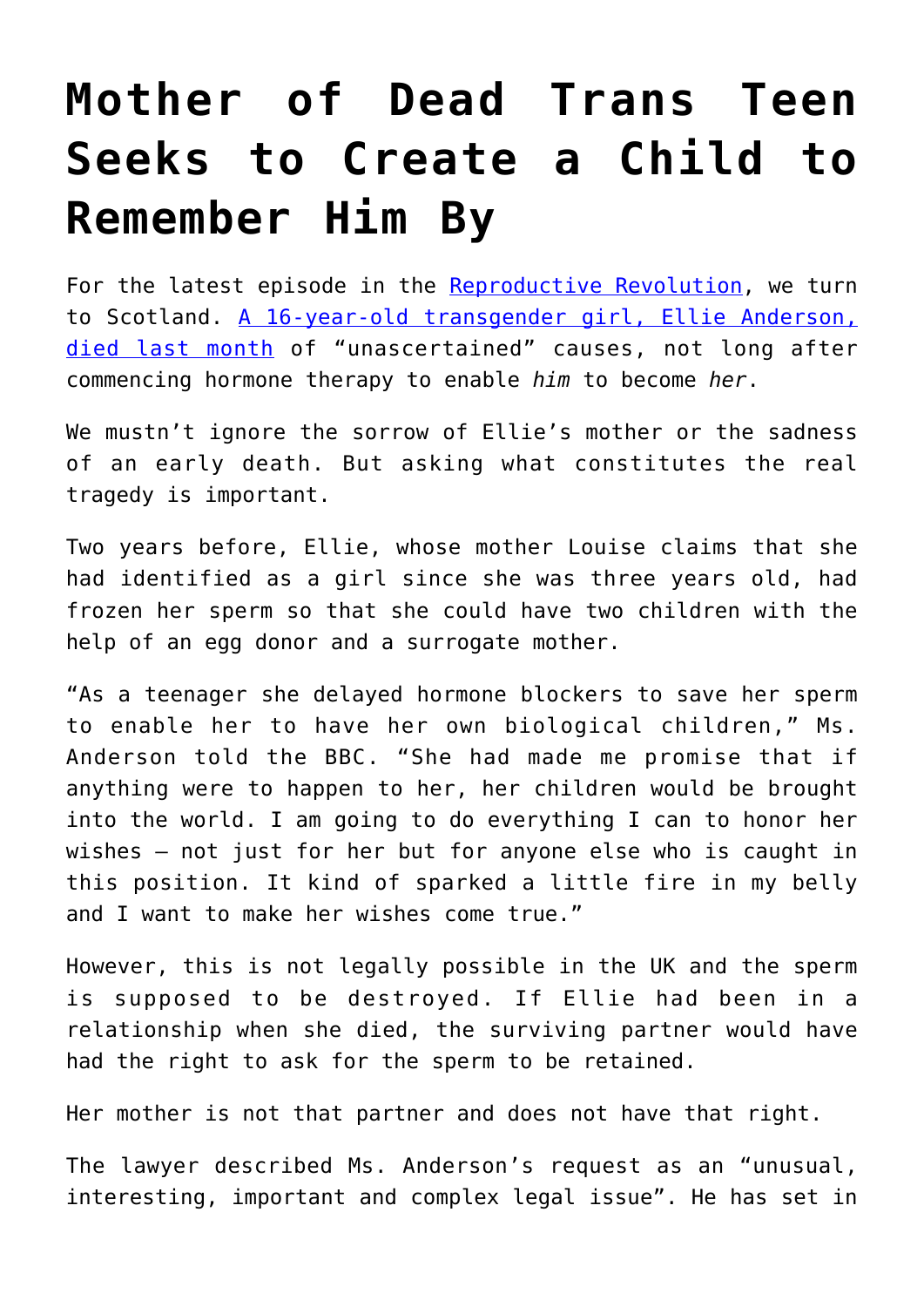# Mother of Dead Trans Teen Seeks to Create a Child to Remember Him By

For the latest episode in the [Reproductive Revolution](), we turn to Scotland. [A 16-year-old transgender girl, Ellie Anderson, died last month]() of "unascertained" causes, not long after commencing hormone therapy to enable *him* to become *her*.

We mustn't ignore the sorrow of Ellie's mother or the sadness of an early death. But asking what constitutes the real tragedy is important.

Two years before, Ellie, whose mother Louise claims that she had identified as a girl since she was three years old, had frozen her sperm so that she could have two children with the help of an egg donor and a surrogate mother.

"As a teenager she delayed hormone blockers to save her sperm to enable her to have her own biological children," Ms. Anderson told the BBC. "She had made me promise that if anything were to happen to her, her children would be brought into the world. I am going to do everything I can to honor her wishes – not just for her but for anyone else who is caught in this position. It kind of sparked a little fire in my belly and I want to make her wishes come true."

However, this is not legally possible in the UK and the sperm is supposed to be destroyed. If Ellie had been in a relationship when she died, the surviving partner would have had the right to ask for the sperm to be retained.

Her mother is not that partner and does not have that right.

The lawyer described Ms. Anderson's request as an "unusual, interesting, important and complex legal issue". He has set in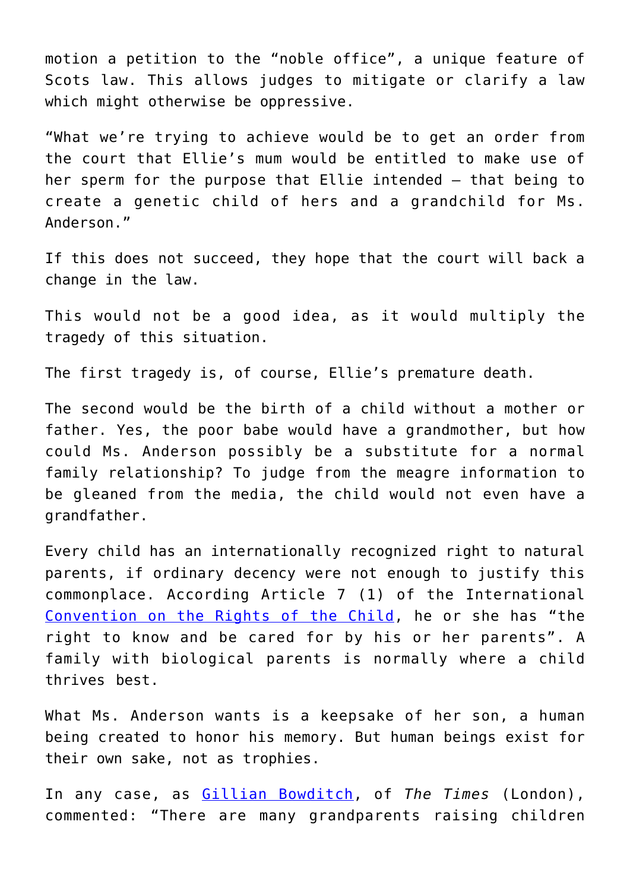motion a petition to the "noble office", a unique feature of Scots law. This allows judges to mitigate or clarify a law which might otherwise be oppressive.

"What we're trying to achieve would be to get an order from the court that Ellie's mum would be entitled to make use of her sperm for the purpose that Ellie intended – that being to create a genetic child of hers and a grandchild for Ms. Anderson."

If this does not succeed, they hope that the court will back a change in the law.

This would not be a good idea, as it would multiply the tragedy of this situation.

The first tragedy is, of course, Ellie's premature death.

The second would be the birth of a child without a mother or father. Yes, the poor babe would have a grandmother, but how could Ms. Anderson possibly be a substitute for a normal family relationship? To judge from the meagre information to be gleaned from the media, the child would not even have a grandfather.

Every child has an internationally recognized right to natural parents, if ordinary decency were not enough to justify this commonplace. According Article 7 (1) of the International Convention on the Rights of the Child, he or she has "the right to know and be cared for by his or her parents". A family with biological parents is normally where a child thrives best.

What Ms. Anderson wants is a keepsake of her son, a human being created to honor his memory. But human beings exist for their own sake, not as trophies.

In any case, as Gillian Bowditch, of *The Times* (London), commented: "There are many grandparents raising children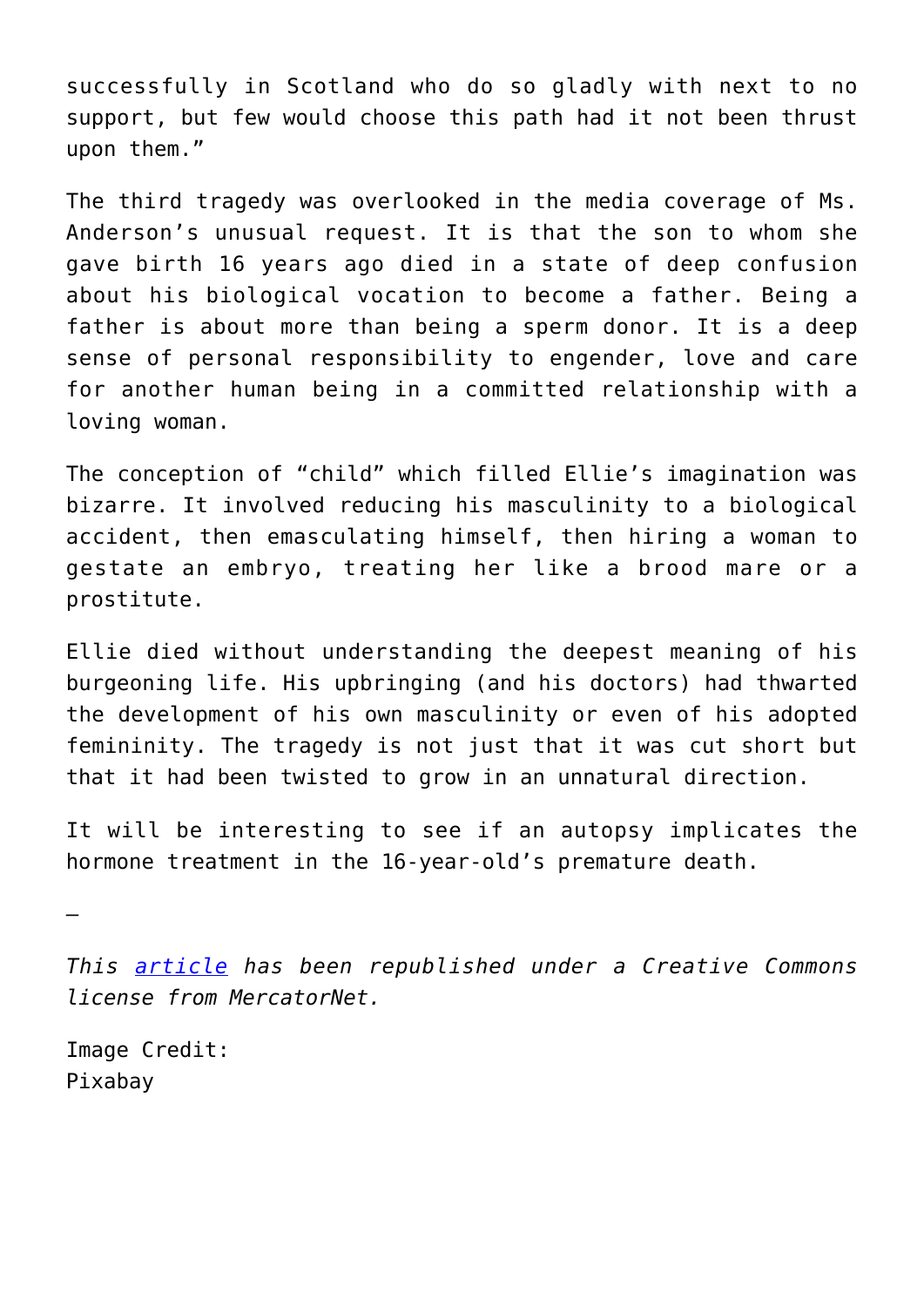successfully in Scotland who do so gladly with next to no support, but few would choose this path had it not been thrust upon them."

The third tragedy was overlooked in the media coverage of Ms. Anderson's unusual request. It is that the son to whom she gave birth 16 years ago died in a state of deep confusion about his biological vocation to become a father. Being a father is about more than being a sperm donor. It is a deep sense of personal responsibility to engender, love and care for another human being in a committed relationship with a loving woman.

The conception of "child" which filled Ellie's imagination was bizarre. It involved reducing his masculinity to a biological accident, then emasculating himself, then hiring a woman to gestate an embryo, treating her like a brood mare or a prostitute.

Ellie died without understanding the deepest meaning of his burgeoning life. His upbringing (and his doctors) had thwarted the development of his own masculinity or even of his adopted femininity. The tragedy is not just that it was cut short but that it had been twisted to grow in an unnatural direction.

It will be interesting to see if an autopsy implicates the hormone treatment in the 16-year-old's premature death.

—

*This article has been republished under a Creative Commons license from MercatorNet.*

Image Credit:
Pixabay